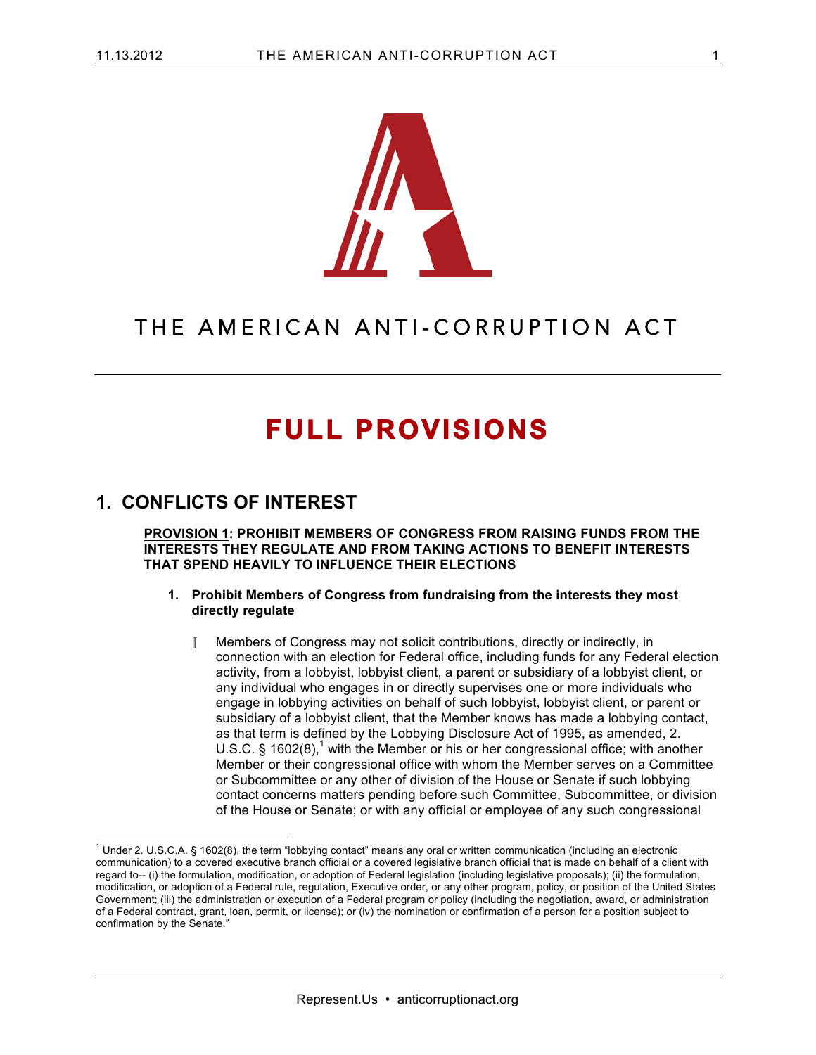# THE AMERICAN ANTI-CORRUPTION ACT

# FULL PROVISIONS

## 1. CONFLICTS OF INTEREST

**PROVISION 1: PROHIBIT MEMBERS OF CONGRESS FROM RAISING FUNDS FROM THE INTERESTS THEY REGULATE AND FROM TAKING ACTIONS TO BENEFIT INTERESTS THAT SPEND HEAVILY TO INFLUENCE THEIR ELECTIONS**

1. **Prohibit Members of Congress from fundraising from the interests they most directly regulate**

   - Members of Congress may not solicit contributions, directly or indirectly, in connection with an election for Federal office, including funds for any Federal election activity, from a lobbyist, lobbyist client, a parent or subsidiary of a lobbyist client, or any individual who engages in or directly supervises one or more individuals who engage in lobbying activities on behalf of such lobbyist, lobbyist client, or parent or subsidiary of a lobbyist client, that the Member knows has made a lobbying contact, as that term is defined by the Lobbying Disclosure Act of 1995, as amended, 2. U.S.C. § 1602(8),[1] with the Member or his or her congressional office; with another Member or their congressional office with whom the Member serves on a Committee or Subcommittee or any other of division of the House or Senate if such lobbying contact concerns matters pending before such Committee, Subcommittee, or division of the House or Senate; or with any official or employee of any such congressional

[1] Under 2. U.S.C.A. § 1602(8), the term "lobbying contact" means any oral or written communication (including an electronic communication) to a covered executive branch official or a covered legislative branch official that is made on behalf of a client with regard to-- (i) the formulation, modification, or adoption of Federal legislation (including legislative proposals); (ii) the formulation, modification, or adoption of a Federal rule, regulation, Executive order, or any other program, policy, or position of the United States Government; (iii) the administration or execution of a Federal program or policy (including the negotiation, award, or administration of a Federal contract, grant, loan, permit, or license); or (iv) the nomination or confirmation of a person for a position subject to confirmation by the Senate."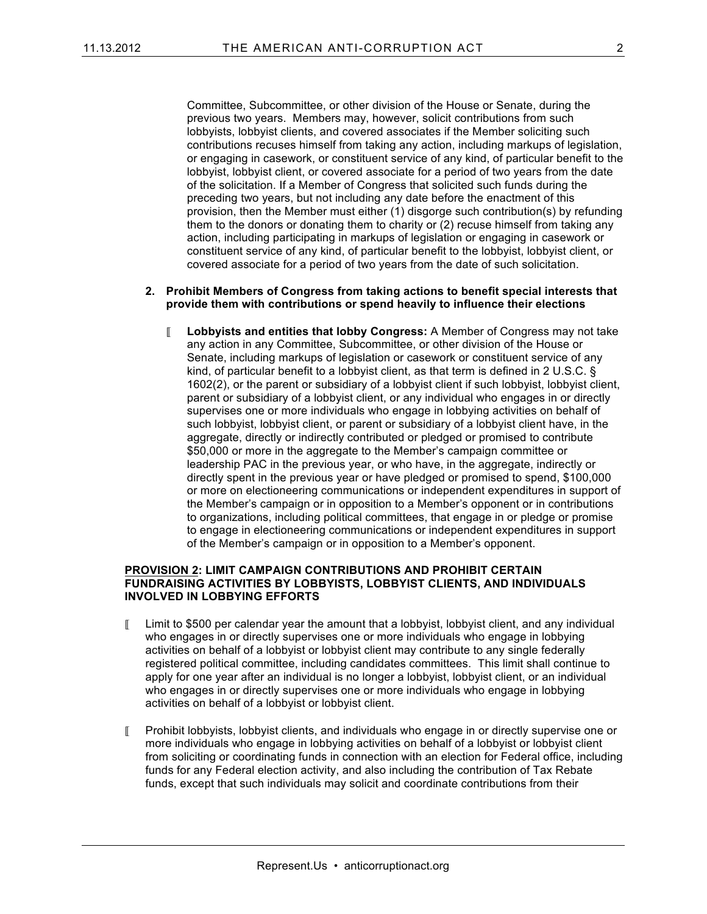Committee, Subcommittee, or other division of the House or Senate, during the previous two years. Members may, however, solicit contributions from such lobbyists, lobbyist clients, and covered associates if the Member soliciting such contributions recuses himself from taking any action, including markups of legislation, or engaging in casework, or constituent service of any kind, of particular benefit to the lobbyist, lobbyist client, or covered associate for a period of two years from the date of the solicitation. If a Member of Congress that solicited such funds during the preceding two years, but not including any date before the enactment of this provision, then the Member must either (1) disgorge such contribution(s) by refunding them to the donors or donating them to charity or (2) recuse himself from taking any action, including participating in markups of legislation or engaging in casework or constituent service of any kind, of particular benefit to the lobbyist, lobbyist client, or covered associate for a period of two years from the date of such solicitation.

2. **Prohibit Members of Congress from taking actions to benefit special interests that provide them with contributions or spend heavily to influence their elections**

   - **Lobbyists and entities that lobby Congress:** A Member of Congress may not take any action in any Committee, Subcommittee, or other division of the House or Senate, including markups of legislation or casework or constituent service of any kind, of particular benefit to a lobbyist client, as that term is defined in 2 U.S.C. § 1602(2), or the parent or subsidiary of a lobbyist client if such lobbyist, lobbyist client, parent or subsidiary of a lobbyist client, or any individual who engages in or directly supervises one or more individuals who engage in lobbying activities on behalf of such lobbyist, lobbyist client, or parent or subsidiary of a lobbyist client have, in the aggregate, directly or indirectly contributed or pledged or promised to contribute $50,000 or more in the aggregate to the Member's campaign committee or leadership PAC in the previous year, or who have, in the aggregate, indirectly or directly spent in the previous year or have pledged or promised to spend, $100,000 or more on electioneering communications or independent expenditures in support of the Member's campaign or in opposition to a Member's opponent or in contributions to organizations, including political committees, that engage in or pledge or promise to engage in electioneering communications or independent expenditures in support of the Member's campaign or in opposition to a Member's opponent.

**<u>PROVISION 2</u>: LIMIT CAMPAIGN CONTRIBUTIONS AND PROHIBIT CERTAIN FUNDRAISING ACTIVITIES BY LOBBYISTS, LOBBYIST CLIENTS, AND INDIVIDUALS INVOLVED IN LOBBYING EFFORTS**

- Limit to $500 per calendar year the amount that a lobbyist, lobbyist client, and any individual who engages in or directly supervises one or more individuals who engage in lobbying activities on behalf of a lobbyist or lobbyist client may contribute to any single federally registered political committee, including candidates committees. This limit shall continue to apply for one year after an individual is no longer a lobbyist, lobbyist client, or an individual who engages in or directly supervises one or more individuals who engage in lobbying activities on behalf of a lobbyist or lobbyist client.

- Prohibit lobbyists, lobbyist clients, and individuals who engage in or directly supervise one or more individuals who engage in lobbying activities on behalf of a lobbyist or lobbyist client from soliciting or coordinating funds in connection with an election for Federal office, including funds for any Federal election activity, and also including the contribution of Tax Rebate funds, except that such individuals may solicit and coordinate contributions from their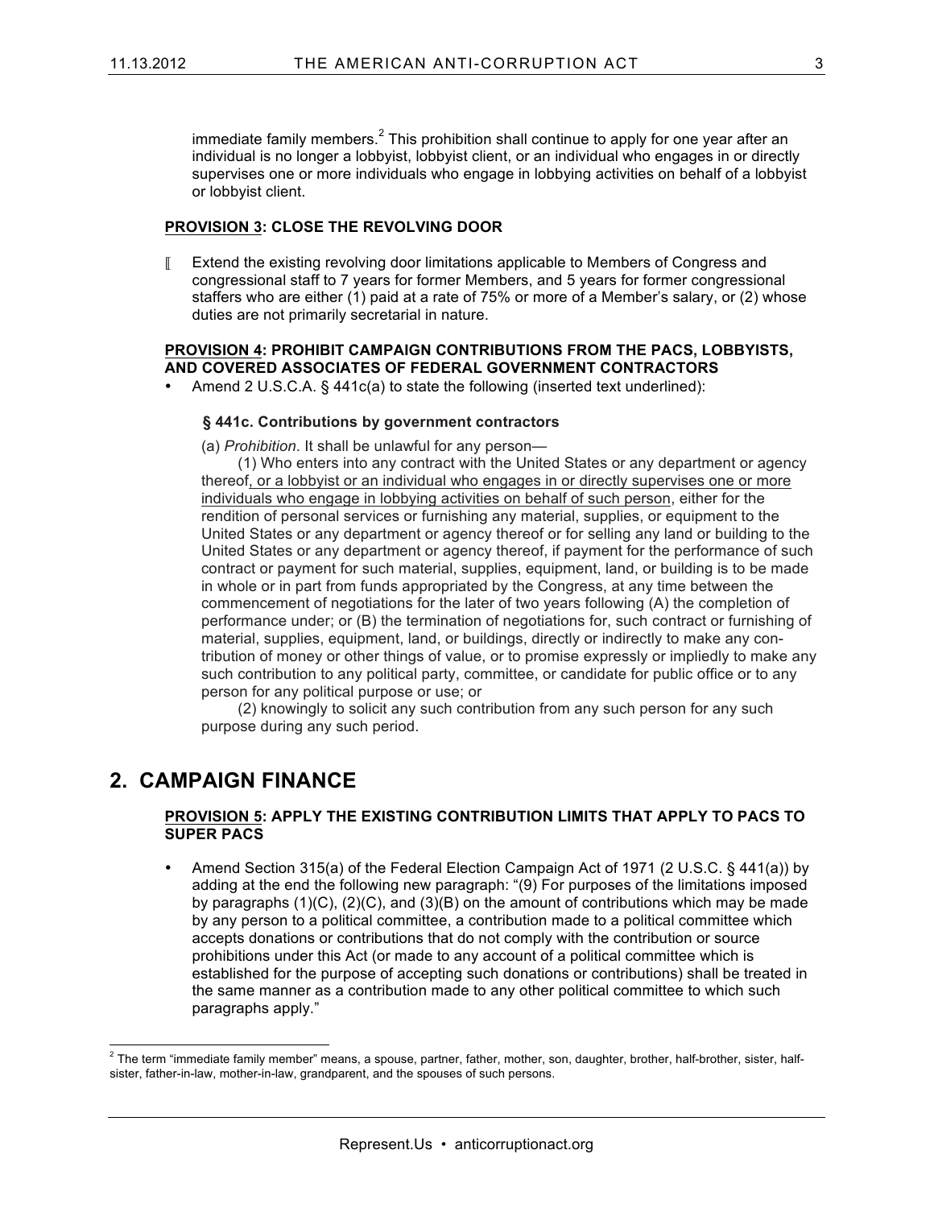immediate family members.[2] This prohibition shall continue to apply for one year after an individual is no longer a lobbyist, lobbyist client, or an individual who engages in or directly supervises one or more individuals who engage in lobbying activities on behalf of a lobbyist or lobbyist client.

**PROVISION 3: CLOSE THE REVOLVING DOOR**

- Extend the existing revolving door limitations applicable to Members of Congress and congressional staff to 7 years for former Members, and 5 years for former congressional staffers who are either (1) paid at a rate of 75% or more of a Member's salary, or (2) whose duties are not primarily secretarial in nature.

**PROVISION 4: PROHIBIT CAMPAIGN CONTRIBUTIONS FROM THE PACS, LOBBYISTS, AND COVERED ASSOCIATES OF FEDERAL GOVERNMENT CONTRACTORS**

- Amend 2 U.S.C.A. § 441c(a) to state the following (inserted text underlined):

**§ 441c. Contributions by government contractors**

(a) *Prohibition*. It shall be unlawful for any person—

(1) Who enters into any contract with the United States or any department or agency thereof<u>, or a lobbyist or an individual who engages in or directly supervises one or more individuals who engage in lobbying activities on behalf of such person</u>, either for the rendition of personal services or furnishing any material, supplies, or equipment to the United States or any department or agency thereof or for selling any land or building to the United States or any department or agency thereof, if payment for the performance of such contract or payment for such material, supplies, equipment, land, or building is to be made in whole or in part from funds appropriated by the Congress, at any time between the commencement of negotiations for the later of two years following (A) the completion of performance under; or (B) the termination of negotiations for, such contract or furnishing of material, supplies, equipment, land, or buildings, directly or indirectly to make any contribution of money or other things of value, or to promise expressly or impliedly to make any such contribution to any political party, committee, or candidate for public office or to any person for any political purpose or use; or

(2) knowingly to solicit any such contribution from any such person for any such purpose during any such period.

## 2. CAMPAIGN FINANCE

**PROVISION 5: APPLY THE EXISTING CONTRIBUTION LIMITS THAT APPLY TO PACS TO SUPER PACS**

- Amend Section 315(a) of the Federal Election Campaign Act of 1971 (2 U.S.C. § 441(a)) by adding at the end the following new paragraph: "(9) For purposes of the limitations imposed by paragraphs (1)(C), (2)(C), and (3)(B) on the amount of contributions which may be made by any person to a political committee, a contribution made to a political committee which accepts donations or contributions that do not comply with the contribution or source prohibitions under this Act (or made to any account of a political committee which is established for the purpose of accepting such donations or contributions) shall be treated in the same manner as a contribution made to any other political committee to which such paragraphs apply."

---

[2] The term "immediate family member" means, a spouse, partner, father, mother, son, daughter, brother, half-brother, sister, half-sister, father-in-law, mother-in-law, grandparent, and the spouses of such persons.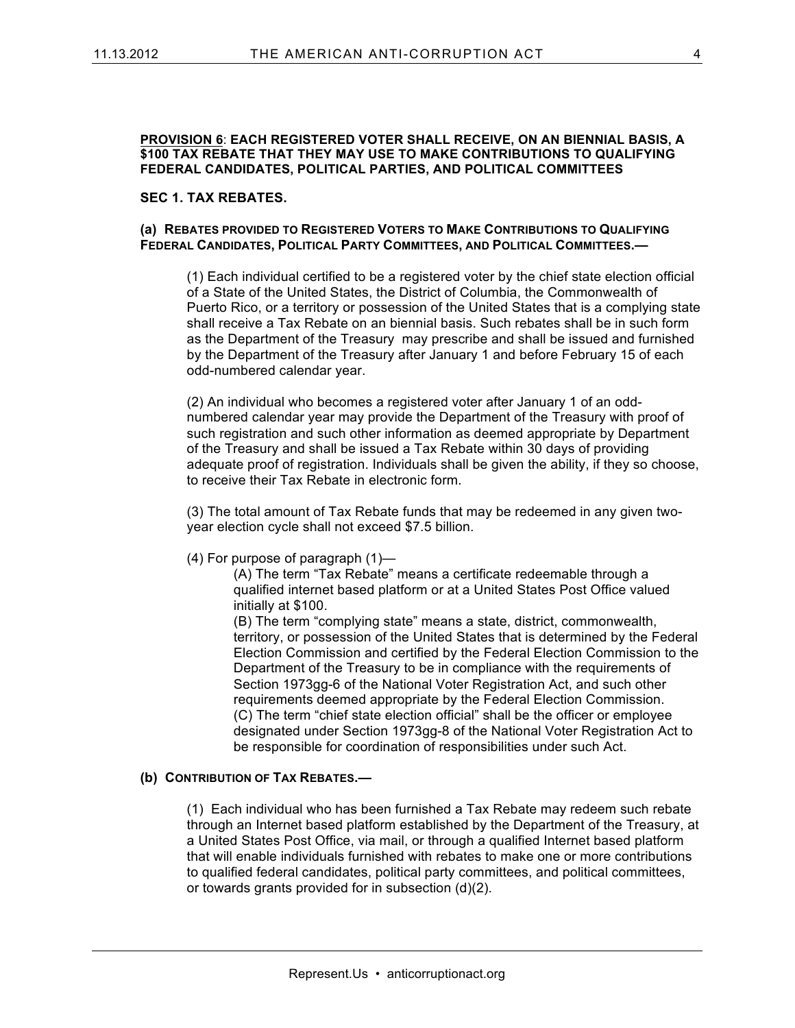**PROVISION 6**: **EACH REGISTERED VOTER SHALL RECEIVE, ON AN BIENNIAL BASIS, A $100 TAX REBATE THAT THEY MAY USE TO MAKE CONTRIBUTIONS TO QUALIFYING FEDERAL CANDIDATES, POLITICAL PARTIES, AND POLITICAL COMMITTEES**

**SEC 1. TAX REBATES.**

**(a) REBATES PROVIDED TO REGISTERED VOTERS TO MAKE CONTRIBUTIONS TO QUALIFYING FEDERAL CANDIDATES, POLITICAL PARTY COMMITTEES, AND POLITICAL COMMITTEES.—**

(1) Each individual certified to be a registered voter by the chief state election official of a State of the United States, the District of Columbia, the Commonwealth of Puerto Rico, or a territory or possession of the United States that is a complying state shall receive a Tax Rebate on an biennial basis. Such rebates shall be in such form as the Department of the Treasury may prescribe and shall be issued and furnished by the Department of the Treasury after January 1 and before February 15 of each odd-numbered calendar year.

(2) An individual who becomes a registered voter after January 1 of an odd-numbered calendar year may provide the Department of the Treasury with proof of such registration and such other information as deemed appropriate by Department of the Treasury and shall be issued a Tax Rebate within 30 days of providing adequate proof of registration. Individuals shall be given the ability, if they so choose, to receive their Tax Rebate in electronic form.

(3) The total amount of Tax Rebate funds that may be redeemed in any given two-year election cycle shall not exceed $7.5 billion.

(4) For purpose of paragraph (1)—

(A) The term "Tax Rebate" means a certificate redeemable through a qualified internet based platform or at a United States Post Office valued initially at $100.

(B) The term "complying state" means a state, district, commonwealth, territory, or possession of the United States that is determined by the Federal Election Commission and certified by the Federal Election Commission to the Department of the Treasury to be in compliance with the requirements of Section 1973gg-6 of the National Voter Registration Act, and such other requirements deemed appropriate by the Federal Election Commission.

(C) The term "chief state election official" shall be the officer or employee designated under Section 1973gg-8 of the National Voter Registration Act to be responsible for coordination of responsibilities under such Act.

**(b) CONTRIBUTION OF TAX REBATES.—**

(1) Each individual who has been furnished a Tax Rebate may redeem such rebate through an Internet based platform established by the Department of the Treasury, at a United States Post Office, via mail, or through a qualified Internet based platform that will enable individuals furnished with rebates to make one or more contributions to qualified federal candidates, political party committees, and political committees, or towards grants provided for in subsection (d)(2).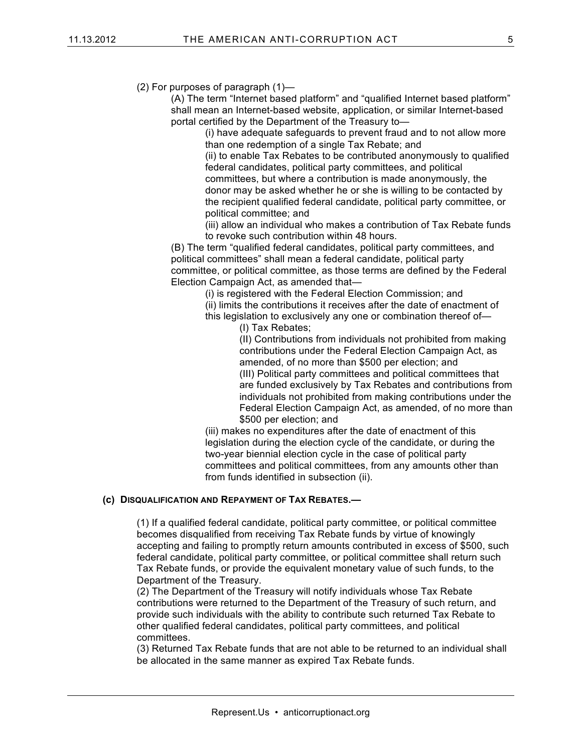(2) For purposes of paragraph (1)—

(A) The term "Internet based platform" and "qualified Internet based platform" shall mean an Internet-based website, application, or similar Internet-based portal certified by the Department of the Treasury to—

(i) have adequate safeguards to prevent fraud and to not allow more than one redemption of a single Tax Rebate; and

(ii) to enable Tax Rebates to be contributed anonymously to qualified federal candidates, political party committees, and political committees, but where a contribution is made anonymously, the donor may be asked whether he or she is willing to be contacted by the recipient qualified federal candidate, political party committee, or political committee; and

(iii) allow an individual who makes a contribution of Tax Rebate funds to revoke such contribution within 48 hours.

(B) The term "qualified federal candidates, political party committees, and political committees" shall mean a federal candidate, political party committee, or political committee, as those terms are defined by the Federal Election Campaign Act, as amended that—

(i) is registered with the Federal Election Commission; and

(ii) limits the contributions it receives after the date of enactment of this legislation to exclusively any one or combination thereof of—

(I) Tax Rebates;

(II) Contributions from individuals not prohibited from making contributions under the Federal Election Campaign Act, as amended, of no more than $500 per election; and

(III) Political party committees and political committees that are funded exclusively by Tax Rebates and contributions from individuals not prohibited from making contributions under the Federal Election Campaign Act, as amended, of no more than $500 per election; and

(iii) makes no expenditures after the date of enactment of this legislation during the election cycle of the candidate, or during the two-year biennial election cycle in the case of political party committees and political committees, from any amounts other than from funds identified in subsection (ii).

**(c) Disqualification and Repayment of Tax Rebates.—**

(1) If a qualified federal candidate, political party committee, or political committee becomes disqualified from receiving Tax Rebate funds by virtue of knowingly accepting and failing to promptly return amounts contributed in excess of $500, such federal candidate, political party committee, or political committee shall return such Tax Rebate funds, or provide the equivalent monetary value of such funds, to the Department of the Treasury.

(2) The Department of the Treasury will notify individuals whose Tax Rebate contributions were returned to the Department of the Treasury of such return, and provide such individuals with the ability to contribute such returned Tax Rebate to other qualified federal candidates, political party committees, and political committees.

(3) Returned Tax Rebate funds that are not able to be returned to an individual shall be allocated in the same manner as expired Tax Rebate funds.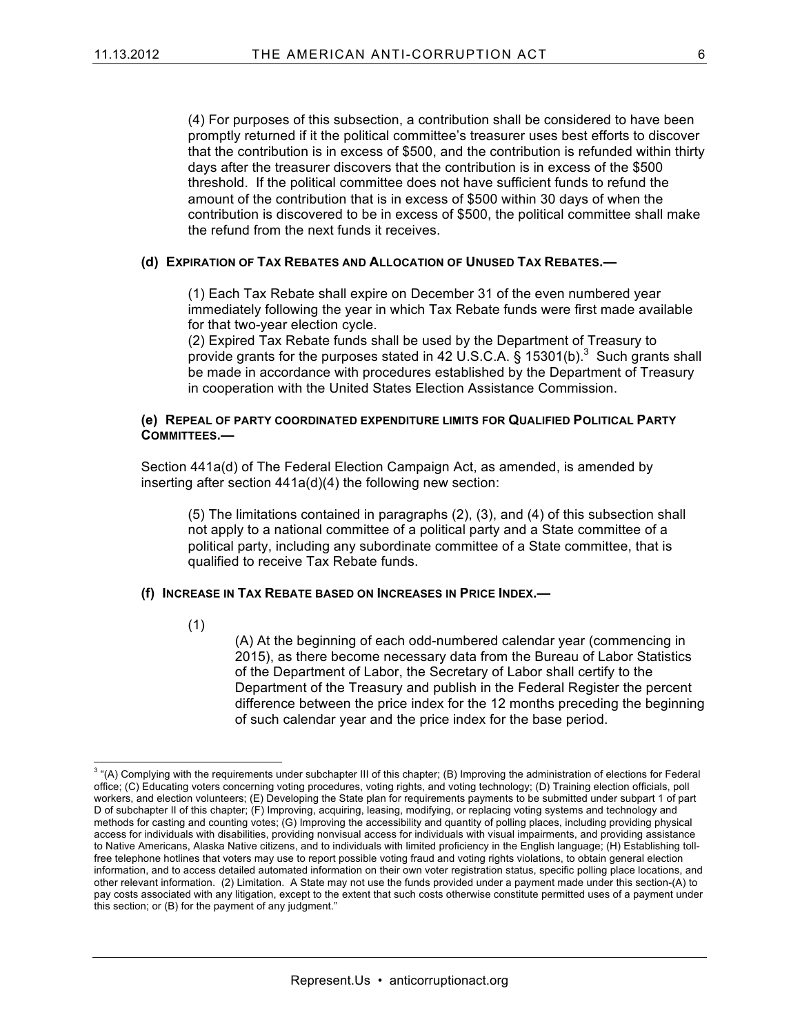(4) For purposes of this subsection, a contribution shall be considered to have been promptly returned if it the political committee's treasurer uses best efforts to discover that the contribution is in excess of $500, and the contribution is refunded within thirty days after the treasurer discovers that the contribution is in excess of the $500 threshold. If the political committee does not have sufficient funds to refund the amount of the contribution that is in excess of $500 within 30 days of when the contribution is discovered to be in excess of $500, the political committee shall make the refund from the next funds it receives.

**(d) EXPIRATION OF TAX REBATES AND ALLOCATION OF UNUSED TAX REBATES.—**

(1) Each Tax Rebate shall expire on December 31 of the even numbered year immediately following the year in which Tax Rebate funds were first made available for that two-year election cycle.

(2) Expired Tax Rebate funds shall be used by the Department of Treasury to provide grants for the purposes stated in 42 U.S.C.A. § 15301(b).[3] Such grants shall be made in accordance with procedures established by the Department of Treasury in cooperation with the United States Election Assistance Commission.

**(e) REPEAL OF PARTY COORDINATED EXPENDITURE LIMITS FOR QUALIFIED POLITICAL PARTY COMMITTEES.—**

Section 441a(d) of The Federal Election Campaign Act, as amended, is amended by inserting after section 441a(d)(4) the following new section:

(5) The limitations contained in paragraphs (2), (3), and (4) of this subsection shall not apply to a national committee of a political party and a State committee of a political party, including any subordinate committee of a State committee, that is qualified to receive Tax Rebate funds.

**(f) INCREASE IN TAX REBATE BASED ON INCREASES IN PRICE INDEX.—**

(1)

(A) At the beginning of each odd-numbered calendar year (commencing in 2015), as there become necessary data from the Bureau of Labor Statistics of the Department of Labor, the Secretary of Labor shall certify to the Department of the Treasury and publish in the Federal Register the percent difference between the price index for the 12 months preceding the beginning of such calendar year and the price index for the base period.

---

[3] "(A) Complying with the requirements under subchapter III of this chapter; (B) Improving the administration of elections for Federal office; (C) Educating voters concerning voting procedures, voting rights, and voting technology; (D) Training election officials, poll workers, and election volunteers; (E) Developing the State plan for requirements payments to be submitted under subpart 1 of part D of subchapter II of this chapter; (F) Improving, acquiring, leasing, modifying, or replacing voting systems and technology and methods for casting and counting votes; (G) Improving the accessibility and quantity of polling places, including providing physical access for individuals with disabilities, providing nonvisual access for individuals with visual impairments, and providing assistance to Native Americans, Alaska Native citizens, and to individuals with limited proficiency in the English language; (H) Establishing toll-free telephone hotlines that voters may use to report possible voting fraud and voting rights violations, to obtain general election information, and to access detailed automated information on their own voter registration status, specific polling place locations, and other relevant information. (2) Limitation. A State may not use the funds provided under a payment made under this section-(A) to pay costs associated with any litigation, except to the extent that such costs otherwise constitute permitted uses of a payment under this section; or (B) for the payment of any judgment."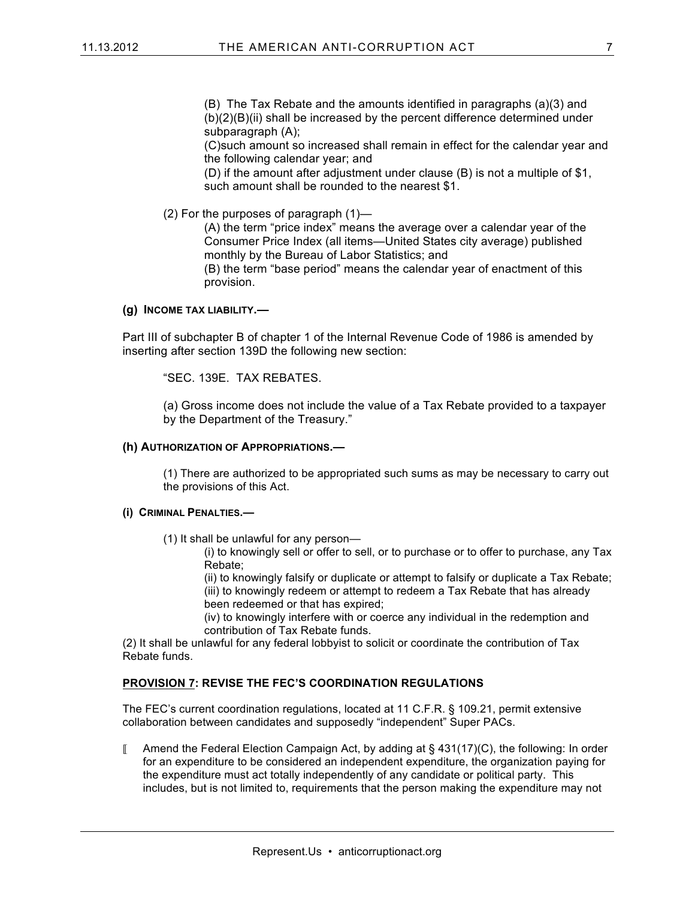(B) The Tax Rebate and the amounts identified in paragraphs (a)(3) and (b)(2)(B)(ii) shall be increased by the percent difference determined under subparagraph (A);

(C)such amount so increased shall remain in effect for the calendar year and the following calendar year; and

(D) if the amount after adjustment under clause (B) is not a multiple of $1, such amount shall be rounded to the nearest $1.

(2) For the purposes of paragraph (1)—

(A) the term "price index" means the average over a calendar year of the Consumer Price Index (all items—United States city average) published monthly by the Bureau of Labor Statistics; and

(B) the term "base period" means the calendar year of enactment of this provision.

**(g) INCOME TAX LIABILITY.—**

Part III of subchapter B of chapter 1 of the Internal Revenue Code of 1986 is amended by inserting after section 139D the following new section:

"SEC. 139E. TAX REBATES.

(a) Gross income does not include the value of a Tax Rebate provided to a taxpayer by the Department of the Treasury."

**(h) AUTHORIZATION OF APPROPRIATIONS.—**

(1) There are authorized to be appropriated such sums as may be necessary to carry out the provisions of this Act.

**(i) CRIMINAL PENALTIES.—**

(1) It shall be unlawful for any person—

(i) to knowingly sell or offer to sell, or to purchase or to offer to purchase, any Tax Rebate;

(ii) to knowingly falsify or duplicate or attempt to falsify or duplicate a Tax Rebate;

(iii) to knowingly redeem or attempt to redeem a Tax Rebate that has already been redeemed or that has expired;

(iv) to knowingly interfere with or coerce any individual in the redemption and contribution of Tax Rebate funds.

(2) It shall be unlawful for any federal lobbyist to solicit or coordinate the contribution of Tax Rebate funds.

**PROVISION 7: REVISE THE FEC'S COORDINATION REGULATIONS**

The FEC's current coordination regulations, located at 11 C.F.R. § 109.21, permit extensive collaboration between candidates and supposedly "independent" Super PACs.

- Amend the Federal Election Campaign Act, by adding at § 431(17)(C), the following: In order for an expenditure to be considered an independent expenditure, the organization paying for the expenditure must act totally independently of any candidate or political party. This includes, but is not limited to, requirements that the person making the expenditure may not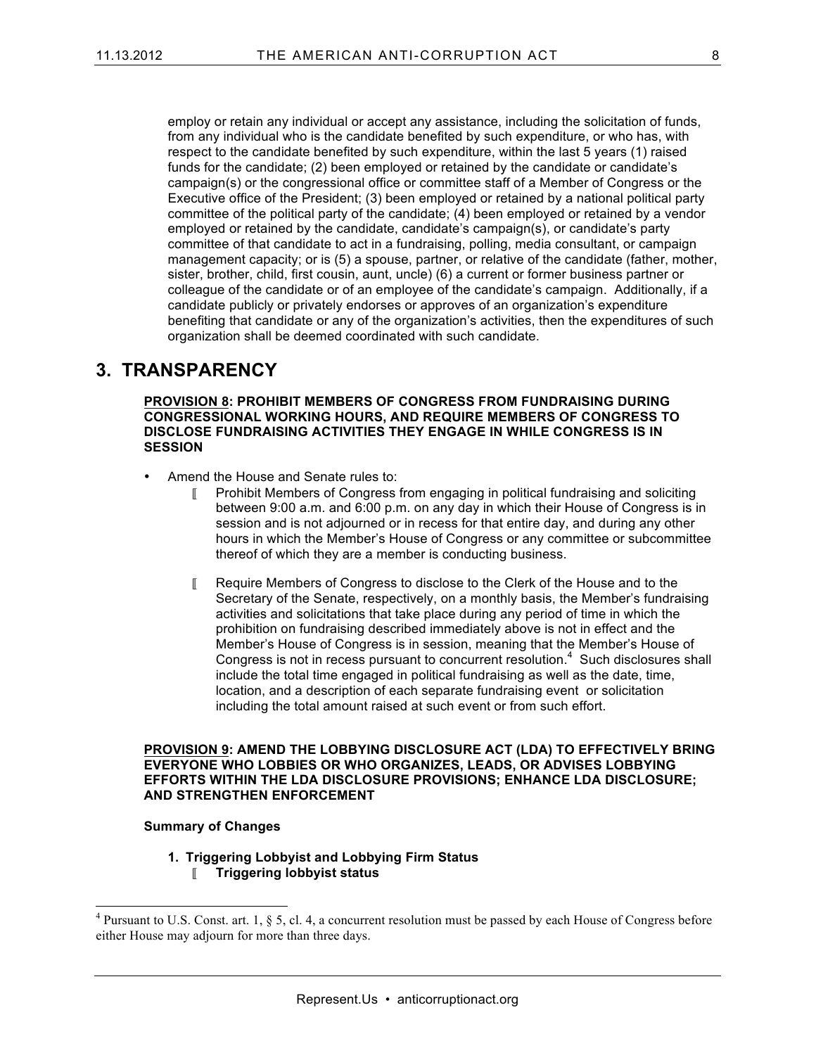employ or retain any individual or accept any assistance, including the solicitation of funds, from any individual who is the candidate benefited by such expenditure, or who has, with respect to the candidate benefited by such expenditure, within the last 5 years (1) raised funds for the candidate; (2) been employed or retained by the candidate or candidate's campaign(s) or the congressional office or committee staff of a Member of Congress or the Executive office of the President; (3) been employed or retained by a national political party committee of the political party of the candidate; (4) been employed or retained by a vendor employed or retained by the candidate, candidate's campaign(s), or candidate's party committee of that candidate to act in a fundraising, polling, media consultant, or campaign management capacity; or is (5) a spouse, partner, or relative of the candidate (father, mother, sister, brother, child, first cousin, aunt, uncle) (6) a current or former business partner or colleague of the candidate or of an employee of the candidate's campaign. Additionally, if a candidate publicly or privately endorses or approves of an organization's expenditure benefiting that candidate or any of the organization's activities, then the expenditures of such organization shall be deemed coordinated with such candidate.

# 3. TRANSPARENCY

**PROVISION 8: PROHIBIT MEMBERS OF CONGRESS FROM FUNDRAISING DURING CONGRESSIONAL WORKING HOURS, AND REQUIRE MEMBERS OF CONGRESS TO DISCLOSE FUNDRAISING ACTIVITIES THEY ENGAGE IN WHILE CONGRESS IS IN SESSION**

- Amend the House and Senate rules to:
  - Prohibit Members of Congress from engaging in political fundraising and soliciting between 9:00 a.m. and 6:00 p.m. on any day in which their House of Congress is in session and is not adjourned or in recess for that entire day, and during any other hours in which the Member's House of Congress or any committee or subcommittee thereof of which they are a member is conducting business.
  - Require Members of Congress to disclose to the Clerk of the House and to the Secretary of the Senate, respectively, on a monthly basis, the Member's fundraising activities and solicitations that take place during any period of time in which the prohibition on fundraising described immediately above is not in effect and the Member's House of Congress is in session, meaning that the Member's House of Congress is not in recess pursuant to concurrent resolution.[4] Such disclosures shall include the total time engaged in political fundraising as well as the date, time, location, and a description of each separate fundraising event or solicitation including the total amount raised at such event or from such effort.

**PROVISION 9: AMEND THE LOBBYING DISCLOSURE ACT (LDA) TO EFFECTIVELY BRING EVERYONE WHO LOBBIES OR WHO ORGANIZES, LEADS, OR ADVISES LOBBYING EFFORTS WITHIN THE LDA DISCLOSURE PROVISIONS; ENHANCE LDA DISCLOSURE; AND STRENGTHEN ENFORCEMENT**

**Summary of Changes**

1. **Triggering Lobbyist and Lobbying Firm Status**
   - **Triggering lobbyist status**

[4] Pursuant to U.S. Const. art. 1, § 5, cl. 4, a concurrent resolution must be passed by each House of Congress before either House may adjourn for more than three days.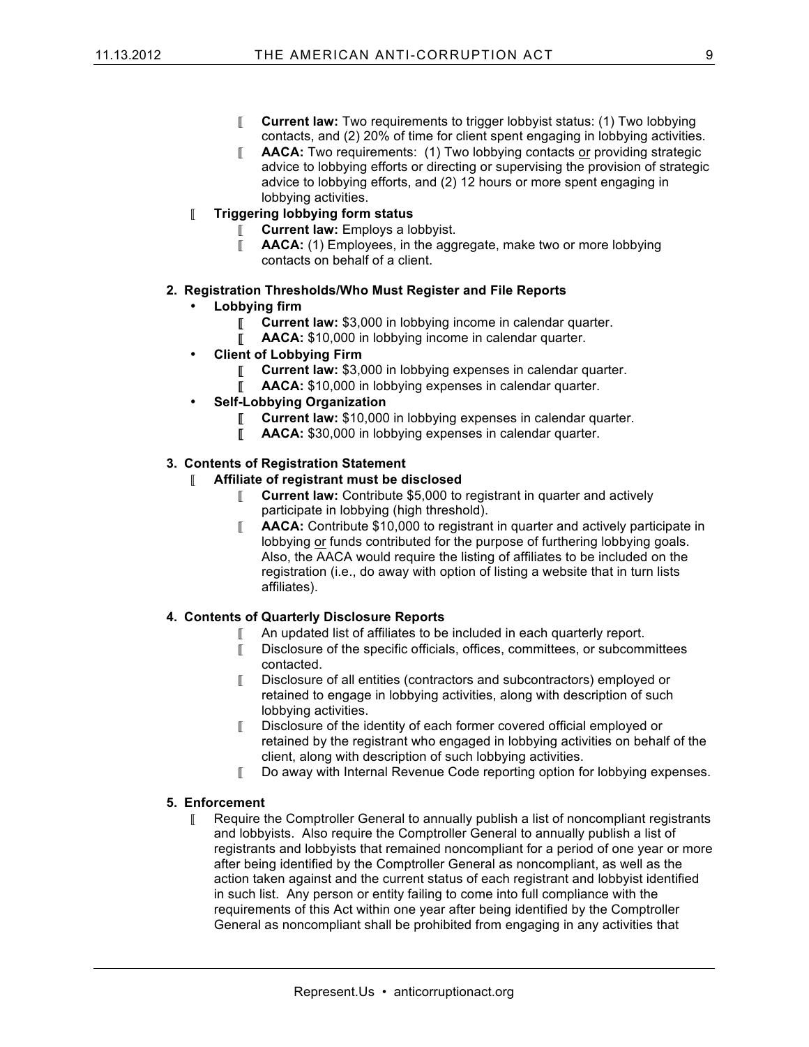- **Current law:** Two requirements to trigger lobbyist status: (1) Two lobbying contacts, and (2) 20% of time for client spent engaging in lobbying activities.
    - **AACA:** Two requirements: (1) Two lobbying contacts or providing strategic advice to lobbying efforts or directing or supervising the provision of strategic advice to lobbying efforts, and (2) 12 hours or more spent engaging in lobbying activities.
- **Triggering lobbying form status**
    - **Current law:** Employs a lobbyist.
    - **AACA:** (1) Employees, in the aggregate, make two or more lobbying contacts on behalf of a client.

**2. Registration Thresholds/Who Must Register and File Reports**

- **Lobbying firm**
    - **Current law:** $3,000 in lobbying income in calendar quarter.
    - **AACA:** $10,000 in lobbying income in calendar quarter.
- **Client of Lobbying Firm**
    - **Current law:** $3,000 in lobbying expenses in calendar quarter.
    - **AACA:** $10,000 in lobbying expenses in calendar quarter.
- **Self-Lobbying Organization**
    - **Current law:** $10,000 in lobbying expenses in calendar quarter.
    - **AACA:** $30,000 in lobbying expenses in calendar quarter.

**3. Contents of Registration Statement**

- **Affiliate of registrant must be disclosed**
    - **Current law:** Contribute $5,000 to registrant in quarter and actively participate in lobbying (high threshold).
    - **AACA:** Contribute $10,000 to registrant in quarter and actively participate in lobbying or funds contributed for the purpose of furthering lobbying goals. Also, the AACA would require the listing of affiliates to be included on the registration (i.e., do away with option of listing a website that in turn lists affiliates).

**4. Contents of Quarterly Disclosure Reports**

- An updated list of affiliates to be included in each quarterly report.
- Disclosure of the specific officials, offices, committees, or subcommittees contacted.
- Disclosure of all entities (contractors and subcontractors) employed or retained to engage in lobbying activities, along with description of such lobbying activities.
- Disclosure of the identity of each former covered official employed or retained by the registrant who engaged in lobbying activities on behalf of the client, along with description of such lobbying activities.
- Do away with Internal Revenue Code reporting option for lobbying expenses.

**5. Enforcement**

- Require the Comptroller General to annually publish a list of noncompliant registrants and lobbyists. Also require the Comptroller General to annually publish a list of registrants and lobbyists that remained noncompliant for a period of one year or more after being identified by the Comptroller General as noncompliant, as well as the action taken against and the current status of each registrant and lobbyist identified in such list. Any person or entity failing to come into full compliance with the requirements of this Act within one year after being identified by the Comptroller General as noncompliant shall be prohibited from engaging in any activities that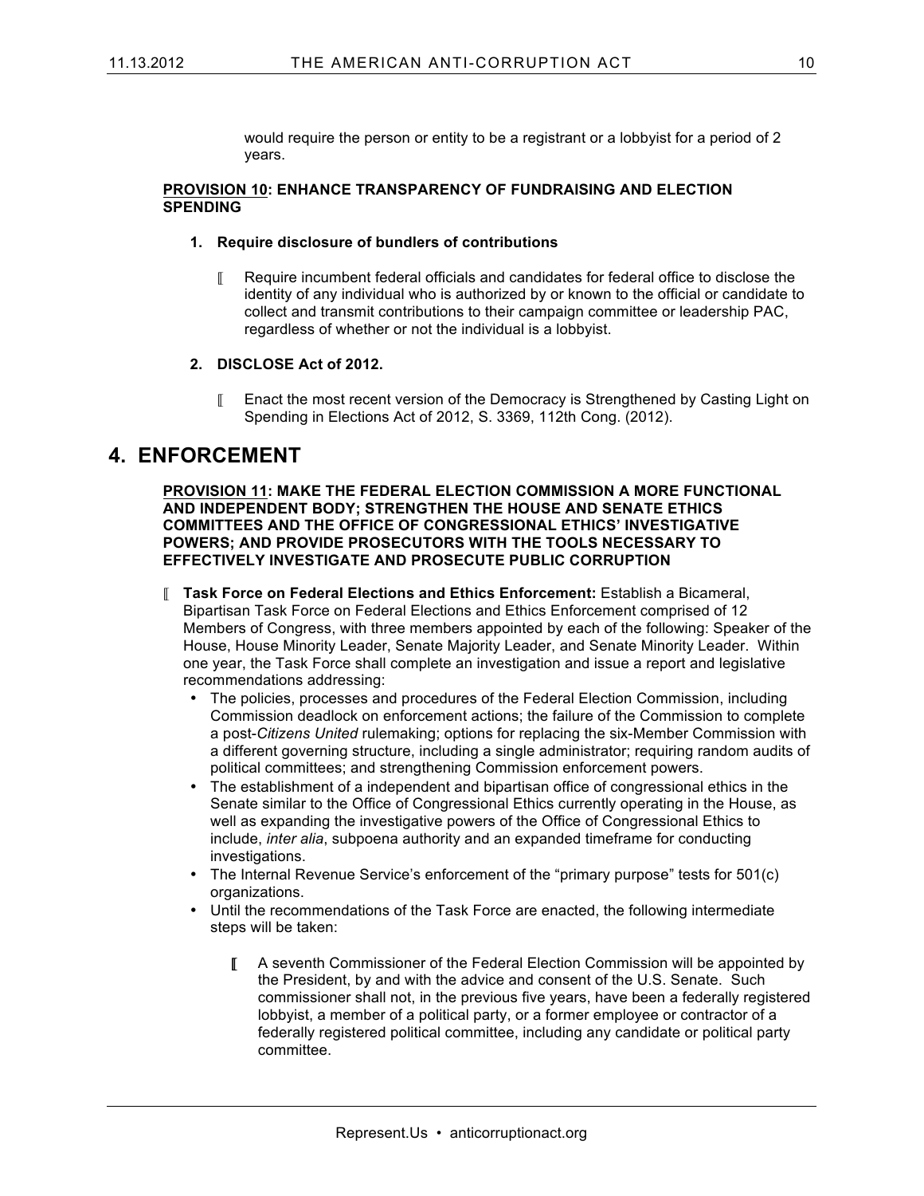would require the person or entity to be a registrant or a lobbyist for a period of 2 years.

**PROVISION 10: ENHANCE TRANSPARENCY OF FUNDRAISING AND ELECTION SPENDING**

1. **Require disclosure of bundlers of contributions**

    - Require incumbent federal officials and candidates for federal office to disclose the identity of any individual who is authorized by or known to the official or candidate to collect and transmit contributions to their campaign committee or leadership PAC, regardless of whether or not the individual is a lobbyist.

2. **DISCLOSE Act of 2012.**

    - Enact the most recent version of the Democracy is Strengthened by Casting Light on Spending in Elections Act of 2012, S. 3369, 112th Cong. (2012).

# 4. ENFORCEMENT

**PROVISION 11: MAKE THE FEDERAL ELECTION COMMISSION A MORE FUNCTIONAL AND INDEPENDENT BODY; STRENGTHEN THE HOUSE AND SENATE ETHICS COMMITTEES AND THE OFFICE OF CONGRESSIONAL ETHICS' INVESTIGATIVE POWERS; AND PROVIDE PROSECUTORS WITH THE TOOLS NECESSARY TO EFFECTIVELY INVESTIGATE AND PROSECUTE PUBLIC CORRUPTION**

- **Task Force on Federal Elections and Ethics Enforcement:** Establish a Bicameral, Bipartisan Task Force on Federal Elections and Ethics Enforcement comprised of 12 Members of Congress, with three members appointed by each of the following: Speaker of the House, House Minority Leader, Senate Majority Leader, and Senate Minority Leader. Within one year, the Task Force shall complete an investigation and issue a report and legislative recommendations addressing:
    - The policies, processes and procedures of the Federal Election Commission, including Commission deadlock on enforcement actions; the failure of the Commission to complete a post-*Citizens United* rulemaking; options for replacing the six-Member Commission with a different governing structure, including a single administrator; requiring random audits of political committees; and strengthening Commission enforcement powers.
    - The establishment of a independent and bipartisan office of congressional ethics in the Senate similar to the Office of Congressional Ethics currently operating in the House, as well as expanding the investigative powers of the Office of Congressional Ethics to include, *inter alia*, subpoena authority and an expanded timeframe for conducting investigations.
    - The Internal Revenue Service's enforcement of the "primary purpose" tests for 501(c) organizations.
    - Until the recommendations of the Task Force are enacted, the following intermediate steps will be taken:
        - A seventh Commissioner of the Federal Election Commission will be appointed by the President, by and with the advice and consent of the U.S. Senate. Such commissioner shall not, in the previous five years, have been a federally registered lobbyist, a member of a political party, or a former employee or contractor of a federally registered political committee, including any candidate or political party committee.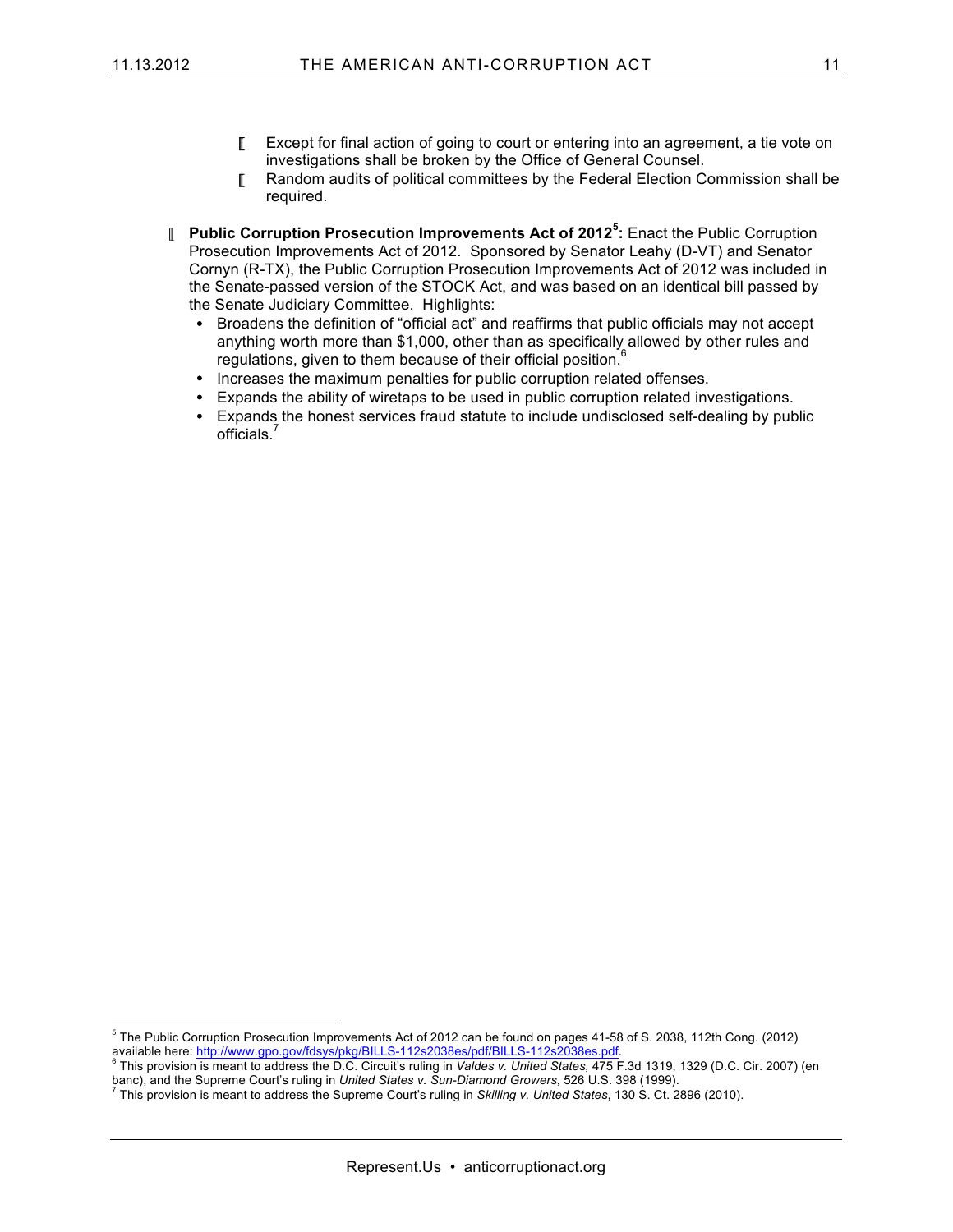- Except for final action of going to court or entering into an agreement, a tie vote on investigations shall be broken by the Office of General Counsel.
- Random audits of political committees by the Federal Election Commission shall be required.

- **Public Corruption Prosecution Improvements Act of 2012[5]:** Enact the Public Corruption Prosecution Improvements Act of 2012. Sponsored by Senator Leahy (D-VT) and Senator Cornyn (R-TX), the Public Corruption Prosecution Improvements Act of 2012 was included in the Senate-passed version of the STOCK Act, and was based on an identical bill passed by the Senate Judiciary Committee. Highlights:
  - Broadens the definition of "official act" and reaffirms that public officials may not accept anything worth more than $1,000, other than as specifically allowed by other rules and regulations, given to them because of their official position.[6]
  - Increases the maximum penalties for public corruption related offenses.
  - Expands the ability of wiretaps to be used in public corruption related investigations.
  - Expands the honest services fraud statute to include undisclosed self-dealing by public officials.[7]

---

[5] The Public Corruption Prosecution Improvements Act of 2012 can be found on pages 41-58 of S. 2038, 112th Cong. (2012) available here: http://www.gpo.gov/fdsys/pkg/BILLS-112s2038es/pdf/BILLS-112s2038es.pdf.

[6] This provision is meant to address the D.C. Circuit's ruling in *Valdes v. United States,* 475 F.3d 1319, 1329 (D.C. Cir. 2007) (en banc), and the Supreme Court's ruling in *United States v. Sun-Diamond Growers*, 526 U.S. 398 (1999).

[7] This provision is meant to address the Supreme Court's ruling in *Skilling v. United States*, 130 S. Ct. 2896 (2010).